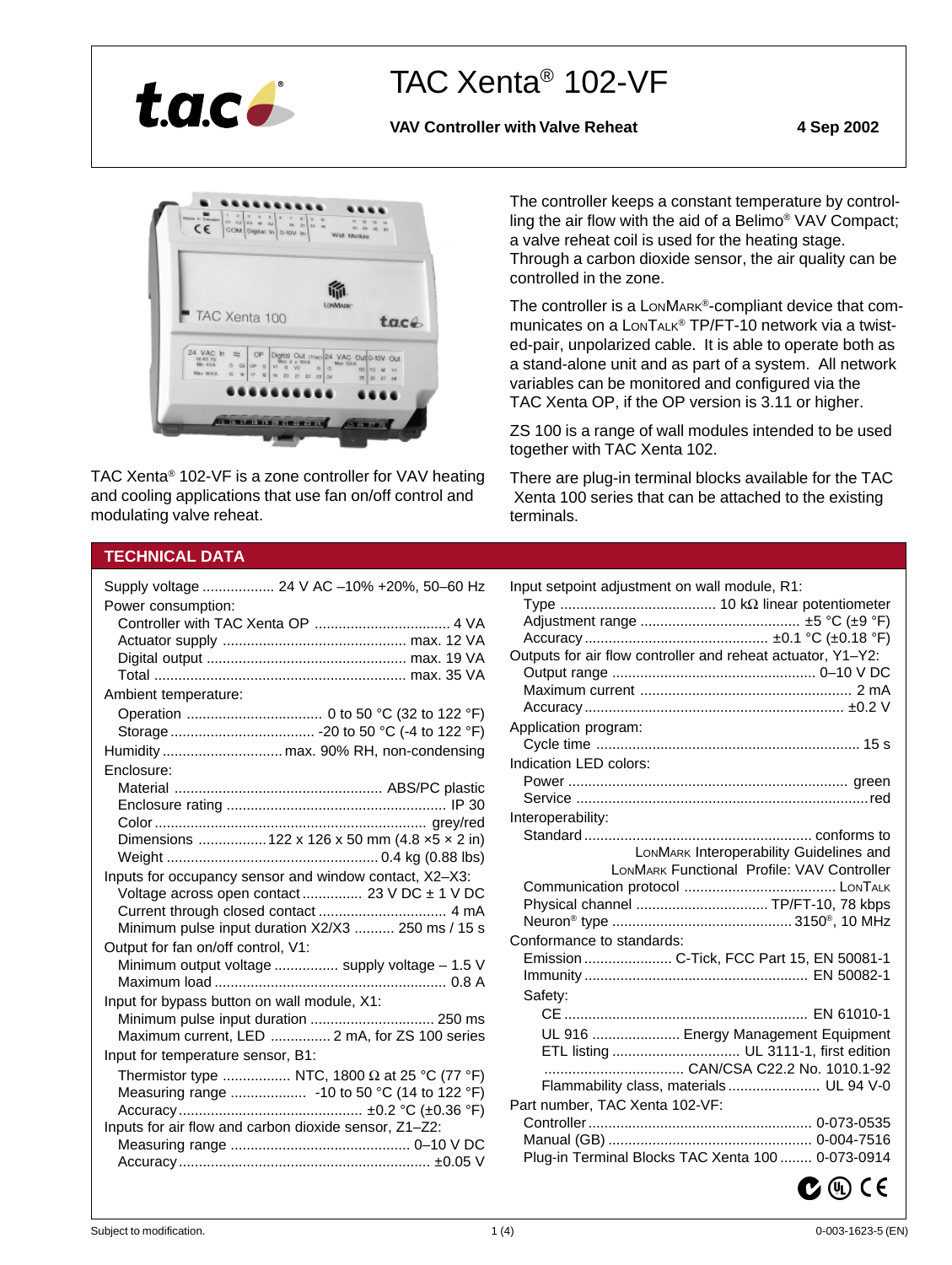# TAC Xenta® 102-VF

**VAV Controller with Valve Reheat** **4 Sep 2002**

TAC Xenta® 102-VF is a zone controller for VAV heating and cooling applications that use fan on/off control and modulating valve reheat.

The controller keeps a constant temperature by controlling the air flow with the aid of a Belimo® VAV Compact; a valve reheat coil is used for the heating stage. Through a carbon dioxide sensor, the air quality can be controlled in the zone.

The controller is a LonMark®-compliant device that communicates on a LonTalk® TP/FT-10 network via a twisted-pair, unpolarized cable. It is able to operate both as a stand-alone unit and as part of a system. All network variables can be monitored and configured via the TAC Xenta OP, if the OP version is 3.11 or higher.

ZS 100 is a range of wall modules intended to be used together with TAC Xenta 102.

There are plug-in terminal blocks available for the TAC Xenta 100 series that can be attached to the existing terminals.

## TECHNICAL DATA

Supply voltage .................. 24 V AC –10% +20%, 50–60 Hz

Power consumption:
- Controller with TAC Xenta OP ................................. 4 VA
- Actuator supply ............................................. max. 12 VA
- Digital output ................................................ max. 19 VA
- Total .............................................................. max. 35 VA

Ambient temperature:
- Operation .................................. 0 to 50 °C (32 to 122 °F)
- Storage .................................... -20 to 50 °C (-4 to 122 °F)

Humidity .............................. max. 90% RH, non-condensing

Enclosure:
- Material .................................................... ABS/PC plastic
- Enclosure rating ...................................................... IP 30
- Color ..................................................................... grey/red
- Dimensions ................. 122 x 126 x 50 mm (4.8 ×5 × 2 in)
- Weight ..................................................... 0.4 kg (0.88 lbs)

Inputs for occupancy sensor and window contact, X2–X3:
- Voltage across open contact ............... 23 V DC ± 1 V DC
- Current through closed contact ............................... 4 mA
- Minimum pulse input duration X2/X3 .......... 250 ms / 15 s

Output for fan on/off control, V1:
- Minimum output voltage ................ supply voltage – 1.5 V
- Maximum load ........................................................ 0.8 A

Input for bypass button on wall module, X1:
- Minimum pulse input duration .............................. 250 ms
- Maximum current, LED ............... 2 mA, for ZS 100 series

Input for temperature sensor, B1:
- Thermistor type ................. NTC, 1800 Ω at 25 °C (77 °F)
- Measuring range ................... -10 to 50 °C (14 to 122 °F)
- Accuracy ............................................. ±0.2 °C (±0.36 °F)

Inputs for air flow and carbon dioxide sensor, Z1–Z2:
- Measuring range ............................................. 0–10 V DC
- Accuracy ............................................................... ±0.05 V

Input setpoint adjustment on wall module, R1:
- Type ....................................... 10 kΩ linear potentiometer
- Adjustment range ........................................ ±5 °C (±9 °F)
- Accuracy .............................................. ±0.1 °C (±0.18 °F)

Outputs for air flow controller and reheat actuator, Y1–Y2:
- Output range ................................................... 0–10 V DC
- Maximum current ..................................................... 2 mA
- Accuracy ................................................................. ±0.2 V

Application program:
- Cycle time ................................................................. 15 s

Indication LED colors:
- Power ...................................................................... green
- Service ........................................................................ red

Interoperability:
- Standard ......................................................... conforms to LonMark Interoperability Guidelines and LonMark Functional Profile: VAV Controller
- Communication protocol ...................................... LonTalk
- Physical channel ................................. TP/FT-10, 78 kbps
- Neuron® type ............................................. 3150®, 10 MHz

Conformance to standards:
- Emission ...................... C-Tick, FCC Part 15, EN 50081-1
- Immunity ....................................................... EN 50082-1
- Safety:
  - CE ............................................................. EN 61010-1
  - UL 916 ...................... Energy Management Equipment
  - ETL listing ................................ UL 3111-1, first edition
  - .................................. CAN/CSA C22.2 No. 1010.1-92
  - Flammability class, materials ....................... UL 94 V-0

Part number, TAC Xenta 102-VF:
- Controller ........................................................ 0-073-0535
- Manual (GB) .................................................... 0-004-7516
- Plug-in Terminal Blocks TAC Xenta 100 ......... 0-073-0914

Subject to modification. 0-003-1623-5 (EN)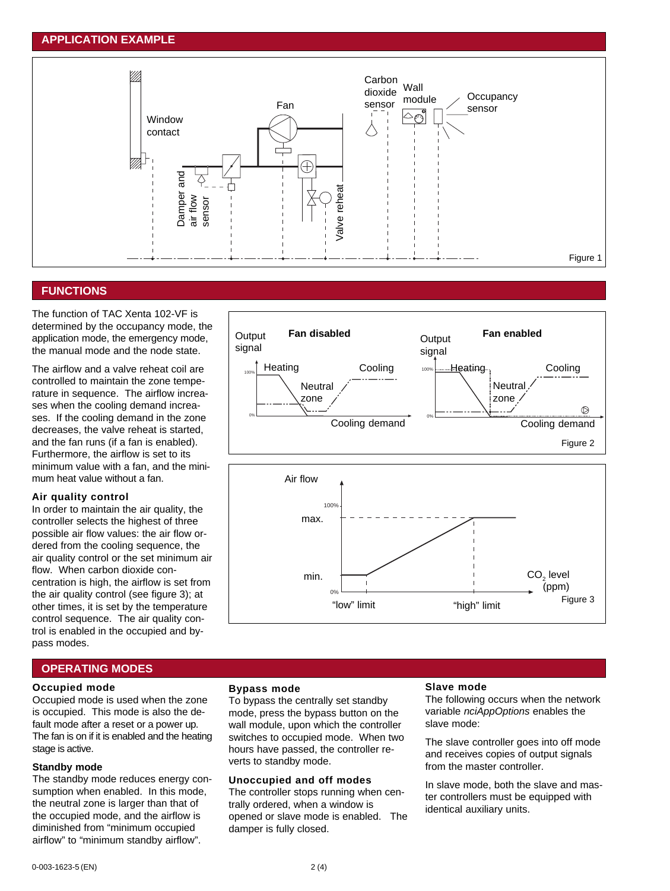## APPLICATION EXAMPLE

Window contact

Damper and air flow sensor

Fan

Valve reheat

Carbon dioxide sensor

Wall module

Occupancy sensor

Figure 1

## FUNCTIONS

The function of TAC Xenta 102-VF is determined by the occupancy mode, the application mode, the emergency mode, the manual mode and the node state.

The airflow and a valve reheat coil are controlled to maintain the zone temperature in sequence. The airflow increases when the cooling demand increases. If the cooling demand in the zone decreases, the valve reheat is started, and the fan runs (if a fan is enabled). Furthermore, the airflow is set to its minimum value with a fan, and the minimum heat value without a fan.

Output signal — **Fan disabled** — Heating, Cooling, Neutral zone, Cooling demand

Output signal — **Fan enabled** — Heating, Cooling, Neutral zone, Cooling demand

Figure 2

### Air quality control

In order to maintain the air quality, the controller selects the highest of three possible air flow values: the air flow ordered from the cooling sequence, the air quality control or the set minimum air flow. When carbon dioxide concentration is high, the airflow is set from the air quality control (see figure 3); at other times, it is set by the temperature control sequence. The air quality control is enabled in the occupied and bypass modes.

Air flow — 100% max. — min. — 0% — "low" limit — "high" limit — $CO_2$ level (ppm)

Figure 3

## OPERATING MODES

### Occupied mode

Occupied mode is used when the zone is occupied. This mode is also the default mode after a reset or a power up. The fan is on if it is enabled and the heating stage is active.

### Standby mode

The standby mode reduces energy consumption when enabled. In this mode, the neutral zone is larger than that of the occupied mode, and the airflow is diminished from "minimum occupied airflow" to "minimum standby airflow".

### Bypass mode

To bypass the centrally set standby mode, press the bypass button on the wall module, upon which the controller switches to occupied mode. When two hours have passed, the controller reverts to standby mode.

### Unoccupied and off modes

The controller stops running when centrally ordered, when a window is opened or slave mode is enabled. The damper is fully closed.

### Slave mode

The following occurs when the network variable *nciAppOptions* enables the slave mode:

The slave controller goes into off mode and receives copies of output signals from the master controller.

In slave mode, both the slave and master controllers must be equipped with identical auxiliary units.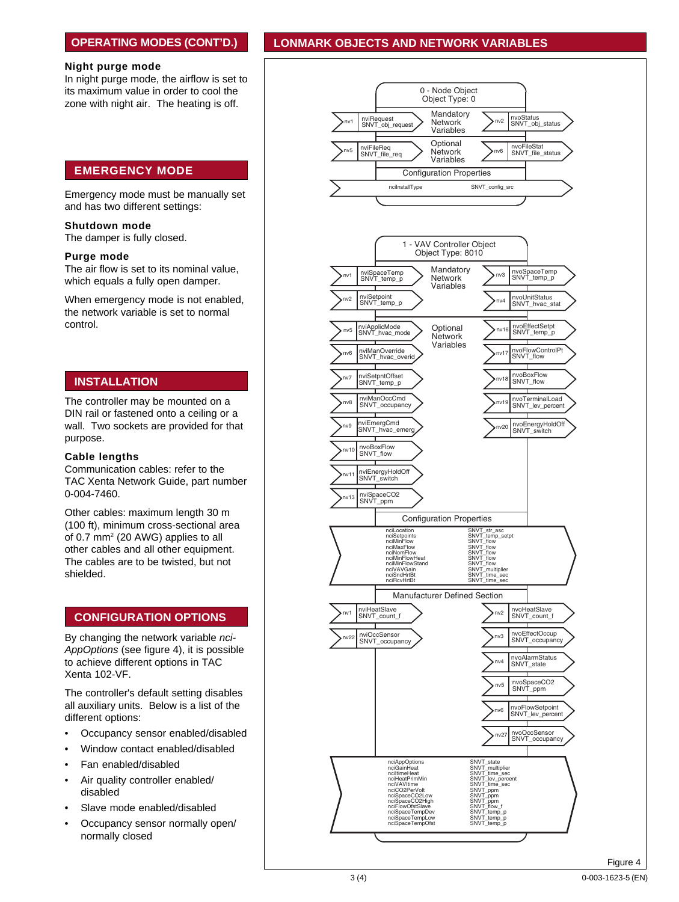## OPERATING MODES (CONT'D.)

### Night purge mode

In night purge mode, the airflow is set to its maximum value in order to cool the zone with night air. The heating is off.

## EMERGENCY MODE

Emergency mode must be manually set and has two different settings:

### Shutdown mode

The damper is fully closed.

### Purge mode

The air flow is set to its nominal value, which equals a fully open damper.

When emergency mode is not enabled, the network variable is set to normal control.

## INSTALLATION

The controller may be mounted on a DIN rail or fastened onto a ceiling or a wall. Two sockets are provided for that purpose.

### Cable lengths

Communication cables: refer to the TAC Xenta Network Guide, part number 0-004-7460.

Other cables: maximum length 30 m (100 ft), minimum cross-sectional area of 0.7 mm² (20 AWG) applies to all other cables and all other equipment. The cables are to be twisted, but not shielded.

## CONFIGURATION OPTIONS

By changing the network variable *nci-AppOptions* (see figure 4), it is possible to achieve different options in TAC Xenta 102-VF.

The controller's default setting disables all auxiliary units. Below is a list of the different options:

- Occupancy sensor enabled/disabled
- Window contact enabled/disabled
- Fan enabled/disabled
- Air quality controller enabled/disabled
- Slave mode enabled/disabled
- Occupancy sensor normally open/normally closed

## LONMARK OBJECTS AND NETWORK VARIABLES

**0 - Node Object**
Object Type: 0

Mandatory Network Variables

| Input | | Output | |
|---|---|---|---|
| nv1 | nviRequest SNVT_obj_request | nv2 | nvoStatus SNVT_obj_status |

Optional Network Variables

| Input | | Output | |
|---|---|---|---|
| nv5 | nviFileReq SNVT_file_req | nv6 | nvoFileStat SNVT_file_status |

Configuration Properties

| Name | Type |
|---|---|
| nciInstallType | SNVT_config_src |

**1 - VAV Controller Object**
Object Type: 8010

Mandatory Network Variables

| Input | | Output | |
|---|---|---|---|
| nv1 | nviSpaceTemp SNVT_temp_p | nv3 | nvoSpaceTemp SNVT_temp_p |
| nv2 | nviSetpoint SNVT_temp_p | nv4 | nvoUnitStatus SNVT_hvac_stat |

Optional Network Variables

| Input | | Output | |
|---|---|---|---|
| nv5 | nviApplicMode SNVT_hvac_mode | nv16 | nvoEffectSetpt SNVT_temp_p |
| nv6 | nviManOverride SNVT_hvac_overid | nv17 | nvoFlowControlPt SNVT_flow |
| nv7 | nviSetpntOffset SNVT_temp_p | nv18 | nvoBoxFlow SNVT_flow |
| nv8 | nviManOccCmd SNVT_occupancy | nv19 | nvoTerminalLoad SNVT_lev_percent |
| nv9 | nviEmergCmd SNVT_hvac_emerg | nv20 | nvoEnergyHoldOff SNVT_switch |
| nv10 | nvoBoxFlow SNVT_flow | | |
| nv11 | nviEnergyHoldOff SNVT_switch | | |
| nv13 | nviSpaceCO2 SNVT_ppm | | |

Configuration Properties

| Name | Type |
|---|---|
| nciLocation | SNVT_str_asc |
| nciSetpoints | SNVT_temp_setpt |
| nciMinFlow | SNVT_flow |
| nciMaxFlow | SNVT_flow |
| nciNomFlow | SNVT_flow |
| nciMinFlowHeat | SNVT_flow |
| nciMinFlowStand | SNVT_flow |
| nciVAVGain | SNVT_multiplier |
| nciSndHrtBt | SNVT_time_sec |
| nciRcvHrtBt | SNVT_time_sec |

Manufacturer Defined Section

| Input | | Output | |
|---|---|---|---|
| nv1 | nviHeatSlave SNVT_count_f | nv2 | nvoHeatSlave SNVT_count_f |
| nv22 | nviOccSensor SNVT_occupancy | nv3 | nvoEffectOccup SNVT_occupancy |
| | | nv4 | nvoAlarmStatus SNVT_state |
| | | nv5 | nvoSpaceCO2 SNVT_ppm |
| | | nv6 | nvoFlowSetpoint SNVT_lev_percent |
| | | nv27 | nvoOccSensor SNVT_occupancy |

| Name | Type |
|---|---|
| nciAppOptions | SNVT_state |
| nciGainHeat | SNVT_multiplier |
| nciItimeHeat | SNVT_time_sec |
| nciHeatPrimMin | SNVT_lev_percent |
| nciVAVItime | SNVT_time_sec |
| nciCO2PerVolt | SNVT_ppm |
| nciSpaceCO2Low | SNVT_ppm |
| nciSpaceCO2High | SNVT_ppm |
| nciFlowOfstSlave | SNVT_flow_f |
| nciSpaceTempDev | SNVT_temp_p |
| nciSpaceTempLow | SNVT_temp_p |
| nciSpaceTempOfst | SNVT_temp_p |

Figure 4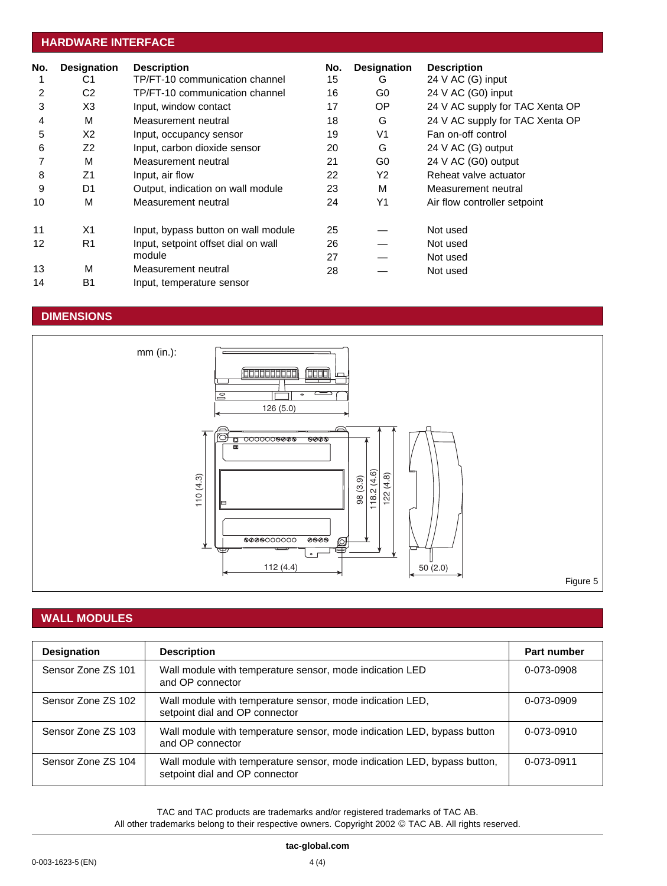## HARDWARE INTERFACE

| No. | Designation | Description | No. | Designation | Description |
|---|---|---|---|---|---|
| 1 | C1 | TP/FT-10 communication channel | 15 | G | 24 V AC (G) input |
| 2 | C2 | TP/FT-10 communication channel | 16 | G0 | 24 V AC (G0) input |
| 3 | X3 | Input, window contact | 17 | OP | 24 V AC supply for TAC Xenta OP |
| 4 | M | Measurement neutral | 18 | G | 24 V AC supply for TAC Xenta OP |
| 5 | X2 | Input, occupancy sensor | 19 | V1 | Fan on-off control |
| 6 | Z2 | Input, carbon dioxide sensor | 20 | G | 24 V AC (G) output |
| 7 | M | Measurement neutral | 21 | G0 | 24 V AC (G0) output |
| 8 | Z1 | Input, air flow | 22 | Y2 | Reheat valve actuator |
| 9 | D1 | Output, indication on wall module | 23 | M | Measurement neutral |
| 10 | M | Measurement neutral | 24 | Y1 | Air flow controller setpoint |
| 11 | X1 | Input, bypass button on wall module | 25 | — | Not used |
| 12 | R1 | Input, setpoint offset dial on wall module | 26 | — | Not used |
| | | | 27 | — | Not used |
| 13 | M | Measurement neutral | 28 | — | Not used |
| 14 | B1 | Input, temperature sensor | | | |

## DIMENSIONS

mm (in.):

126 (5.0)

110 (4.3)

98 (3.9)

118.2 (4.6)

122 (4.8)

112 (4.4)

50 (2.0)

Figure 5

## WALL MODULES

| Designation | Description | Part number |
|---|---|---|
| Sensor Zone ZS 101 | Wall module with temperature sensor, mode indication LED and OP connector | 0-073-0908 |
| Sensor Zone ZS 102 | Wall module with temperature sensor, mode indication LED, setpoint dial and OP connector | 0-073-0909 |
| Sensor Zone ZS 103 | Wall module with temperature sensor, mode indication LED, bypass button and OP connector | 0-073-0910 |
| Sensor Zone ZS 104 | Wall module with temperature sensor, mode indication LED, bypass button, setpoint dial and OP connector | 0-073-0911 |

TAC and TAC products are trademarks and/or registered trademarks of TAC AB.
All other trademarks belong to their respective owners. Copyright 2002 © TAC AB. All rights reserved.

**tac-global.com**

0-003-1623-5 (EN)